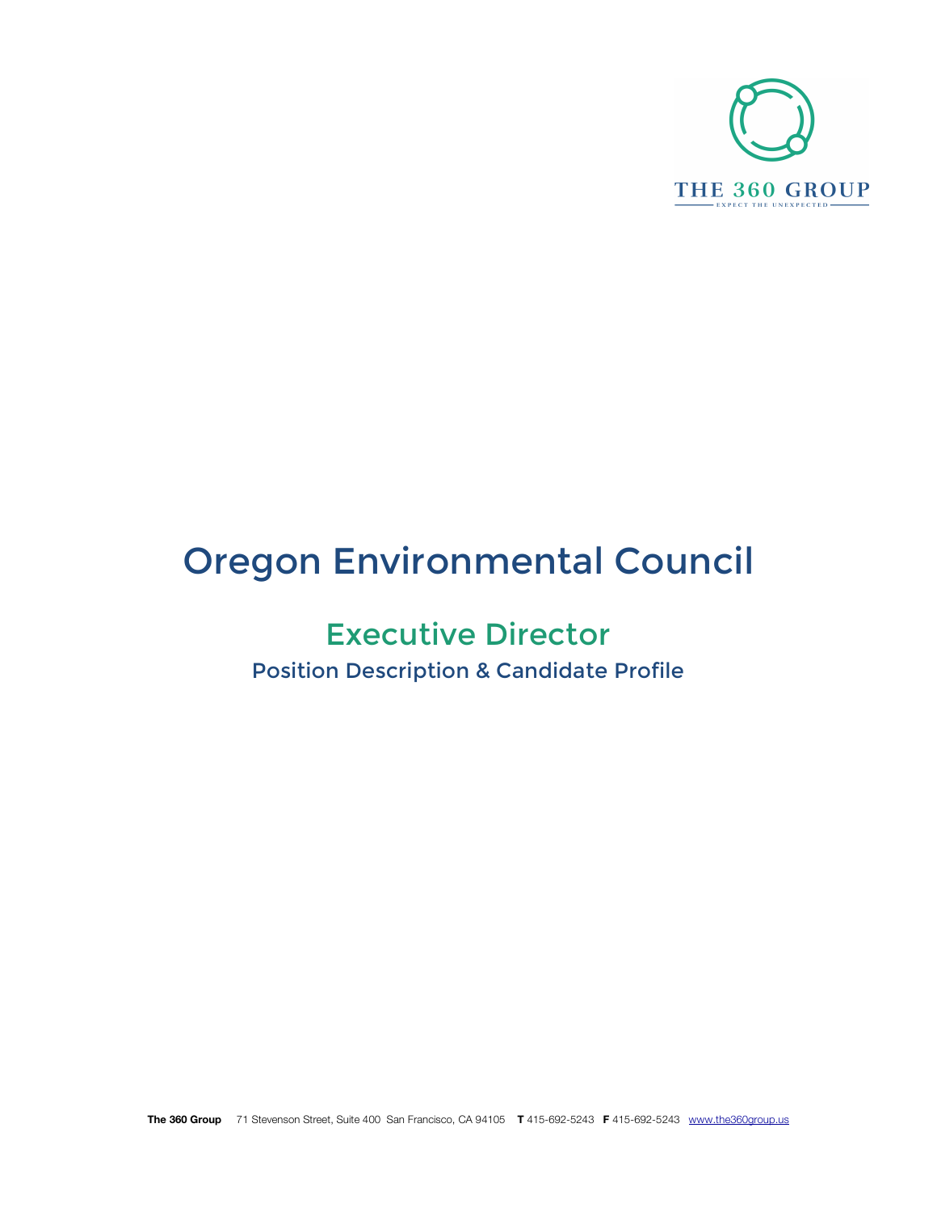THE 360 GROUP

EXPECT THE UNEXPECTED

# Oregon Environmental Council

## Executive Director

### Position Description & Candidate Profile

**The 360 Group** 71 Stevenson Street, Suite 400 San Francisco, CA 94105 **T** 415-692-5243 **F** 415-692-5243 www.the360group.us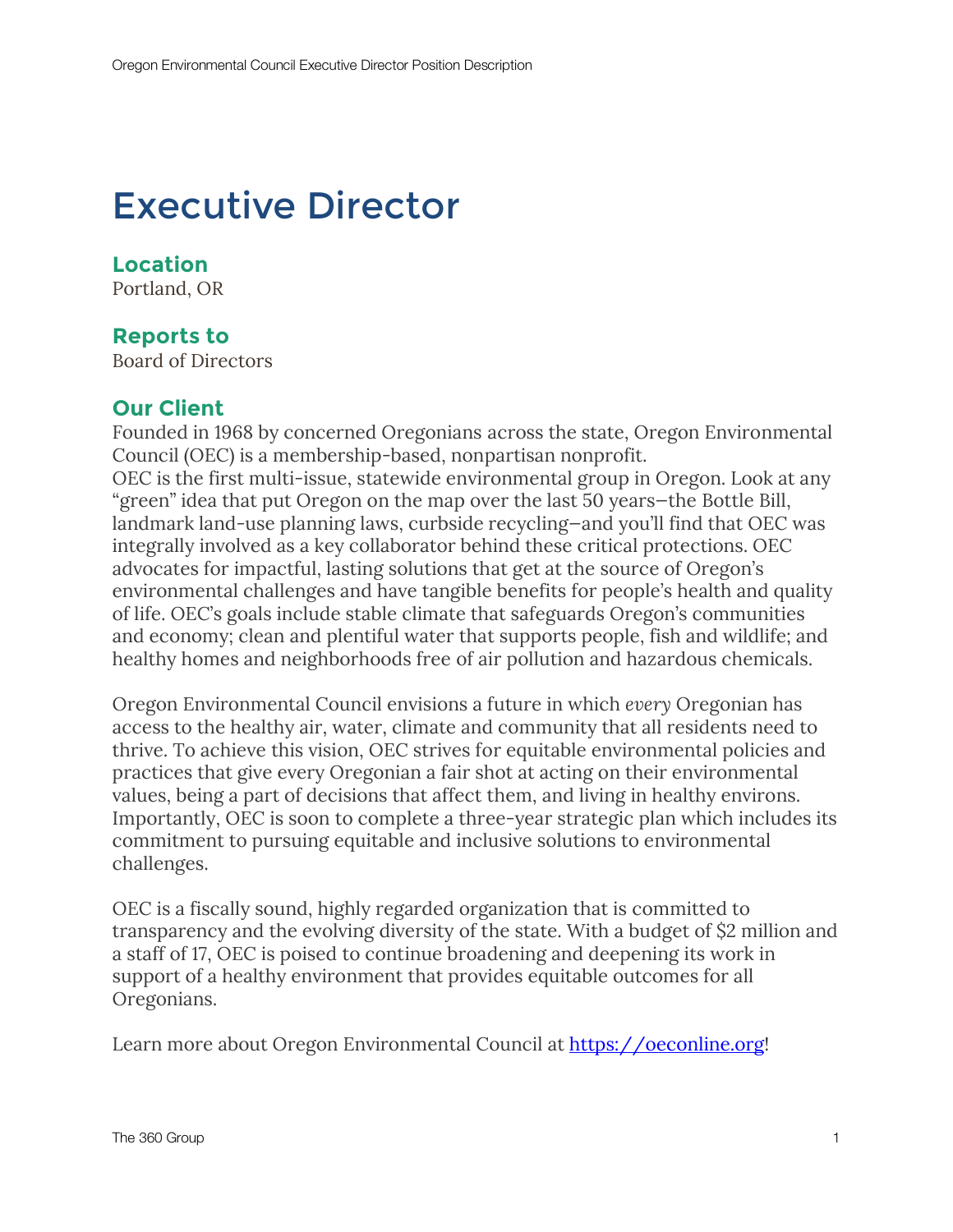# Executive Director

## Location

Portland, OR

## Reports to

Board of Directors

## Our Client

Founded in 1968 by concerned Oregonians across the state, Oregon Environmental Council (OEC) is a membership-based, nonpartisan nonprofit.
OEC is the first multi-issue, statewide environmental group in Oregon. Look at any "green" idea that put Oregon on the map over the last 50 years—the Bottle Bill, landmark land-use planning laws, curbside recycling—and you'll find that OEC was integrally involved as a key collaborator behind these critical protections. OEC advocates for impactful, lasting solutions that get at the source of Oregon's environmental challenges and have tangible benefits for people's health and quality of life. OEC's goals include stable climate that safeguards Oregon's communities and economy; clean and plentiful water that supports people, fish and wildlife; and healthy homes and neighborhoods free of air pollution and hazardous chemicals.

Oregon Environmental Council envisions a future in which *every* Oregonian has access to the healthy air, water, climate and community that all residents need to thrive. To achieve this vision, OEC strives for equitable environmental policies and practices that give every Oregonian a fair shot at acting on their environmental values, being a part of decisions that affect them, and living in healthy environs. Importantly, OEC is soon to complete a three-year strategic plan which includes its commitment to pursuing equitable and inclusive solutions to environmental challenges.

OEC is a fiscally sound, highly regarded organization that is committed to transparency and the evolving diversity of the state. With a budget of $2 million and a staff of 17, OEC is poised to continue broadening and deepening its work in support of a healthy environment that provides equitable outcomes for all Oregonians.

Learn more about Oregon Environmental Council at [https://oeconline.org](https://oeconline.org)!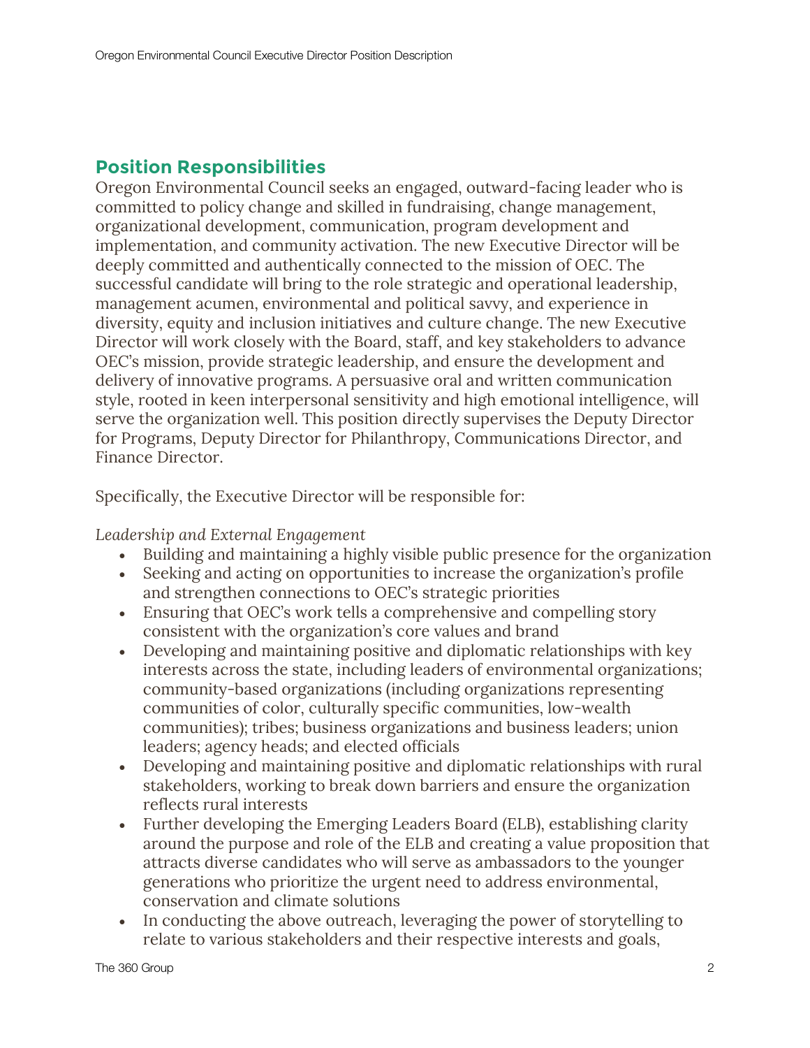## Position Responsibilities

Oregon Environmental Council seeks an engaged, outward-facing leader who is committed to policy change and skilled in fundraising, change management, organizational development, communication, program development and implementation, and community activation. The new Executive Director will be deeply committed and authentically connected to the mission of OEC. The successful candidate will bring to the role strategic and operational leadership, management acumen, environmental and political savvy, and experience in diversity, equity and inclusion initiatives and culture change. The new Executive Director will work closely with the Board, staff, and key stakeholders to advance OEC's mission, provide strategic leadership, and ensure the development and delivery of innovative programs. A persuasive oral and written communication style, rooted in keen interpersonal sensitivity and high emotional intelligence, will serve the organization well. This position directly supervises the Deputy Director for Programs, Deputy Director for Philanthropy, Communications Director, and Finance Director.

Specifically, the Executive Director will be responsible for:

*Leadership and External Engagement*

- Building and maintaining a highly visible public presence for the organization
- Seeking and acting on opportunities to increase the organization's profile and strengthen connections to OEC's strategic priorities
- Ensuring that OEC's work tells a comprehensive and compelling story consistent with the organization's core values and brand
- Developing and maintaining positive and diplomatic relationships with key interests across the state, including leaders of environmental organizations; community-based organizations (including organizations representing communities of color, culturally specific communities, low-wealth communities); tribes; business organizations and business leaders; union leaders; agency heads; and elected officials
- Developing and maintaining positive and diplomatic relationships with rural stakeholders, working to break down barriers and ensure the organization reflects rural interests
- Further developing the Emerging Leaders Board (ELB), establishing clarity around the purpose and role of the ELB and creating a value proposition that attracts diverse candidates who will serve as ambassadors to the younger generations who prioritize the urgent need to address environmental, conservation and climate solutions
- In conducting the above outreach, leveraging the power of storytelling to relate to various stakeholders and their respective interests and goals,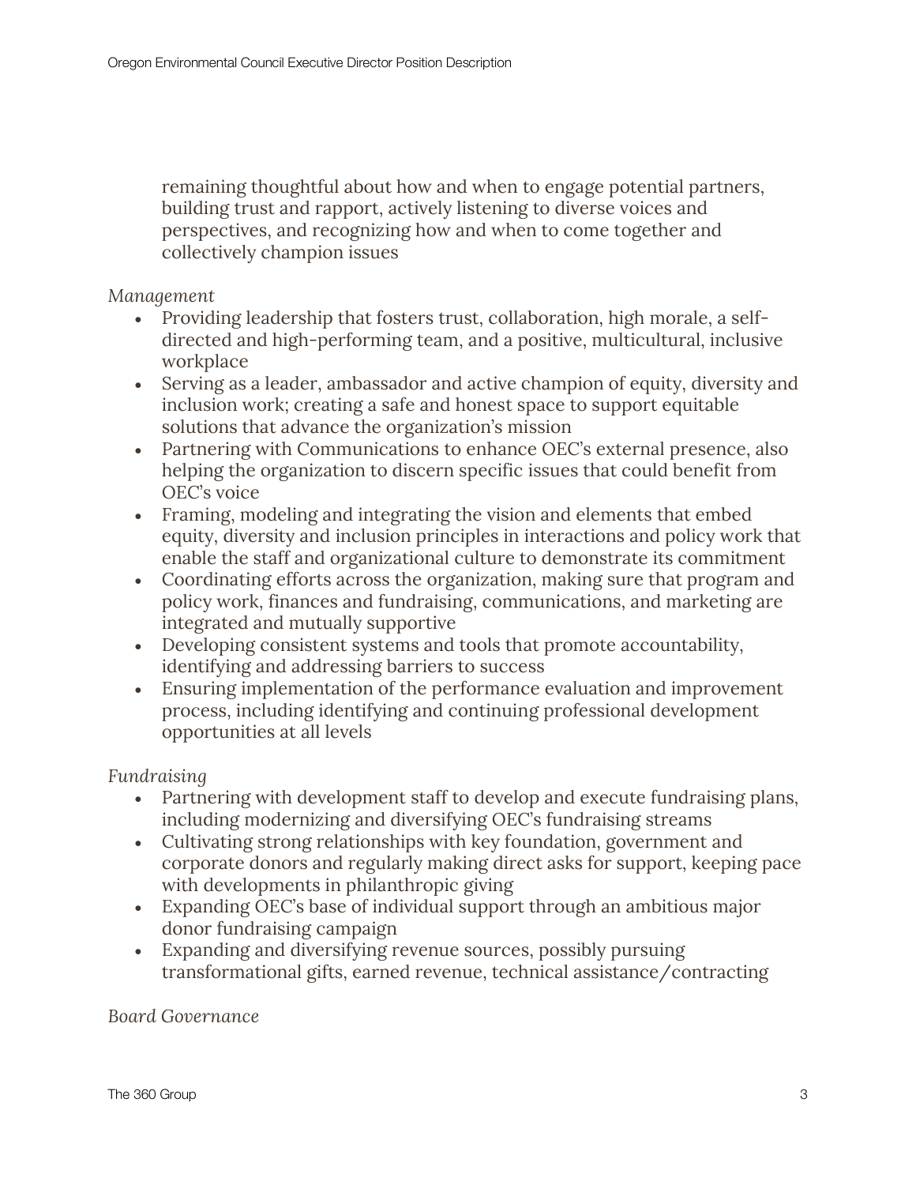remaining thoughtful about how and when to engage potential partners, building trust and rapport, actively listening to diverse voices and perspectives, and recognizing how and when to come together and collectively champion issues

*Management*

- Providing leadership that fosters trust, collaboration, high morale, a self-directed and high-performing team, and a positive, multicultural, inclusive workplace
- Serving as a leader, ambassador and active champion of equity, diversity and inclusion work; creating a safe and honest space to support equitable solutions that advance the organization's mission
- Partnering with Communications to enhance OEC's external presence, also helping the organization to discern specific issues that could benefit from OEC's voice
- Framing, modeling and integrating the vision and elements that embed equity, diversity and inclusion principles in interactions and policy work that enable the staff and organizational culture to demonstrate its commitment
- Coordinating efforts across the organization, making sure that program and policy work, finances and fundraising, communications, and marketing are integrated and mutually supportive
- Developing consistent systems and tools that promote accountability, identifying and addressing barriers to success
- Ensuring implementation of the performance evaluation and improvement process, including identifying and continuing professional development opportunities at all levels

*Fundraising*

- Partnering with development staff to develop and execute fundraising plans, including modernizing and diversifying OEC's fundraising streams
- Cultivating strong relationships with key foundation, government and corporate donors and regularly making direct asks for support, keeping pace with developments in philanthropic giving
- Expanding OEC's base of individual support through an ambitious major donor fundraising campaign
- Expanding and diversifying revenue sources, possibly pursuing transformational gifts, earned revenue, technical assistance/contracting

*Board Governance*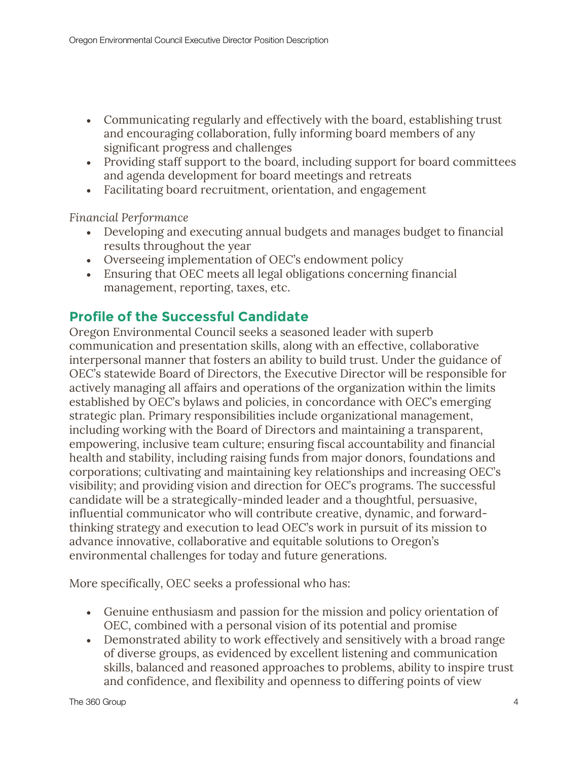- Communicating regularly and effectively with the board, establishing trust and encouraging collaboration, fully informing board members of any significant progress and challenges
- Providing staff support to the board, including support for board committees and agenda development for board meetings and retreats
- Facilitating board recruitment, orientation, and engagement

*Financial Performance*

- Developing and executing annual budgets and manages budget to financial results throughout the year
- Overseeing implementation of OEC's endowment policy
- Ensuring that OEC meets all legal obligations concerning financial management, reporting, taxes, etc.

## Profile of the Successful Candidate

Oregon Environmental Council seeks a seasoned leader with superb communication and presentation skills, along with an effective, collaborative interpersonal manner that fosters an ability to build trust. Under the guidance of OEC's statewide Board of Directors, the Executive Director will be responsible for actively managing all affairs and operations of the organization within the limits established by OEC's bylaws and policies, in concordance with OEC's emerging strategic plan. Primary responsibilities include organizational management, including working with the Board of Directors and maintaining a transparent, empowering, inclusive team culture; ensuring fiscal accountability and financial health and stability, including raising funds from major donors, foundations and corporations; cultivating and maintaining key relationships and increasing OEC's visibility; and providing vision and direction for OEC's programs. The successful candidate will be a strategically-minded leader and a thoughtful, persuasive, influential communicator who will contribute creative, dynamic, and forward-thinking strategy and execution to lead OEC's work in pursuit of its mission to advance innovative, collaborative and equitable solutions to Oregon's environmental challenges for today and future generations.

More specifically, OEC seeks a professional who has:

- Genuine enthusiasm and passion for the mission and policy orientation of OEC, combined with a personal vision of its potential and promise
- Demonstrated ability to work effectively and sensitively with a broad range of diverse groups, as evidenced by excellent listening and communication skills, balanced and reasoned approaches to problems, ability to inspire trust and confidence, and flexibility and openness to differing points of view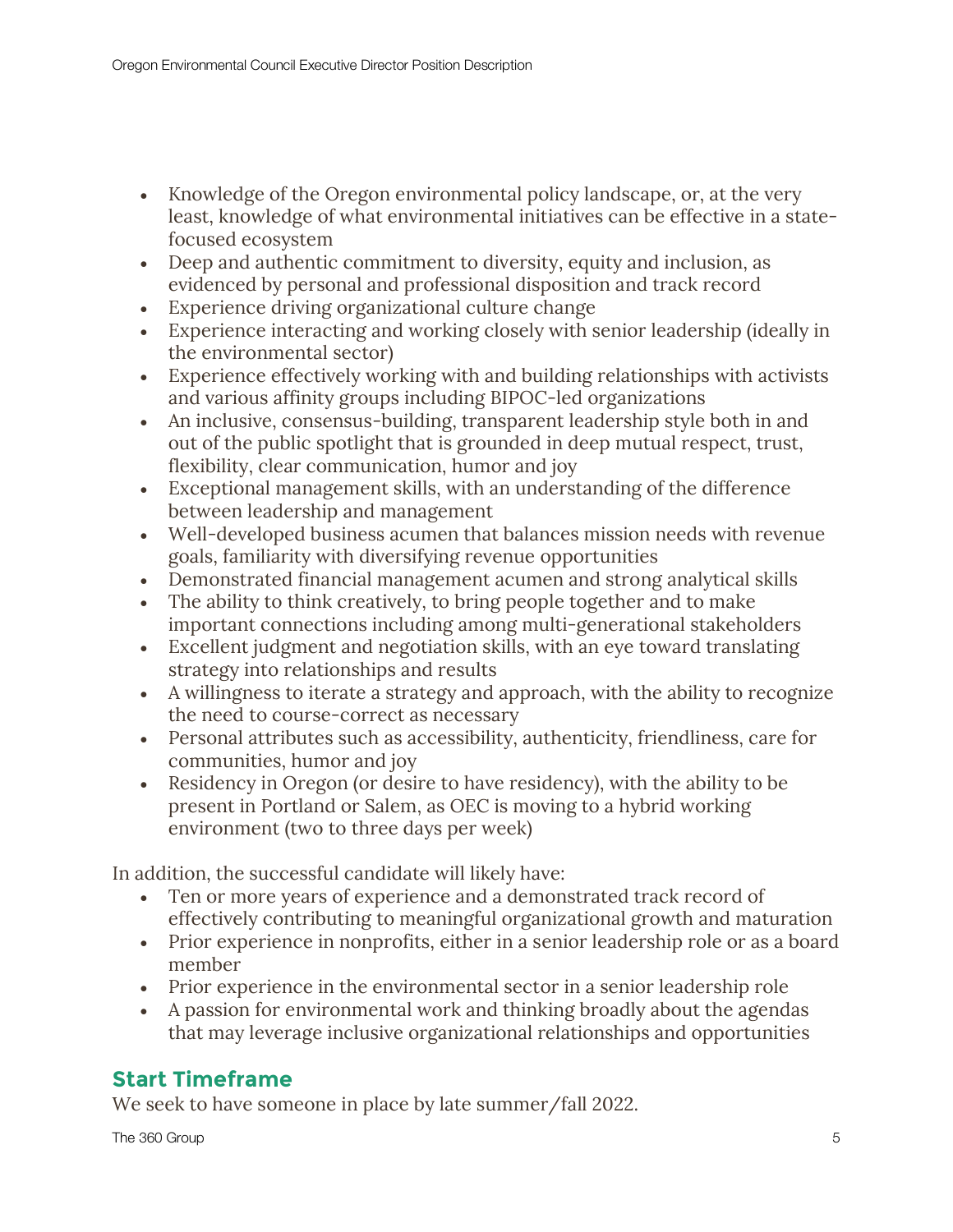- Knowledge of the Oregon environmental policy landscape, or, at the very least, knowledge of what environmental initiatives can be effective in a state-focused ecosystem
- Deep and authentic commitment to diversity, equity and inclusion, as evidenced by personal and professional disposition and track record
- Experience driving organizational culture change
- Experience interacting and working closely with senior leadership (ideally in the environmental sector)
- Experience effectively working with and building relationships with activists and various affinity groups including BIPOC-led organizations
- An inclusive, consensus-building, transparent leadership style both in and out of the public spotlight that is grounded in deep mutual respect, trust, flexibility, clear communication, humor and joy
- Exceptional management skills, with an understanding of the difference between leadership and management
- Well-developed business acumen that balances mission needs with revenue goals, familiarity with diversifying revenue opportunities
- Demonstrated financial management acumen and strong analytical skills
- The ability to think creatively, to bring people together and to make important connections including among multi-generational stakeholders
- Excellent judgment and negotiation skills, with an eye toward translating strategy into relationships and results
- A willingness to iterate a strategy and approach, with the ability to recognize the need to course-correct as necessary
- Personal attributes such as accessibility, authenticity, friendliness, care for communities, humor and joy
- Residency in Oregon (or desire to have residency), with the ability to be present in Portland or Salem, as OEC is moving to a hybrid working environment (two to three days per week)

In addition, the successful candidate will likely have:

- Ten or more years of experience and a demonstrated track record of effectively contributing to meaningful organizational growth and maturation
- Prior experience in nonprofits, either in a senior leadership role or as a board member
- Prior experience in the environmental sector in a senior leadership role
- A passion for environmental work and thinking broadly about the agendas that may leverage inclusive organizational relationships and opportunities

## Start Timeframe

We seek to have someone in place by late summer/fall 2022.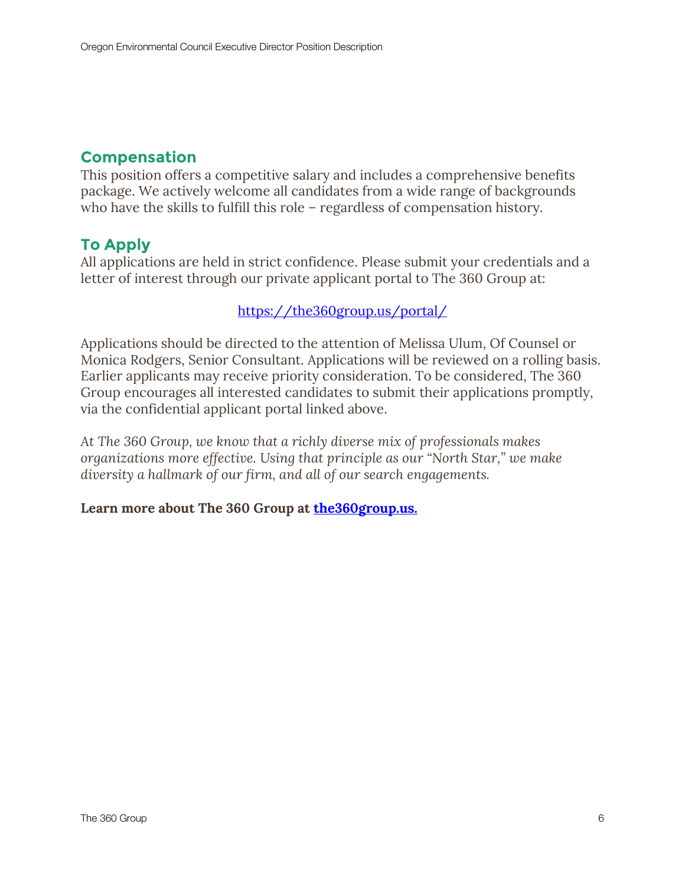## Compensation

This position offers a competitive salary and includes a comprehensive benefits package. We actively welcome all candidates from a wide range of backgrounds who have the skills to fulfill this role – regardless of compensation history.

## To Apply

All applications are held in strict confidence. Please submit your credentials and a letter of interest through our private applicant portal to The 360 Group at:

https://the360group.us/portal/

Applications should be directed to the attention of Melissa Ulum, Of Counsel or Monica Rodgers, Senior Consultant. Applications will be reviewed on a rolling basis. Earlier applicants may receive priority consideration. To be considered, The 360 Group encourages all interested candidates to submit their applications promptly, via the confidential applicant portal linked above.

*At The 360 Group, we know that a richly diverse mix of professionals makes organizations more effective. Using that principle as our "North Star," we make diversity a hallmark of our firm, and all of our search engagements.*

**Learn more about The 360 Group at the360group.us.**